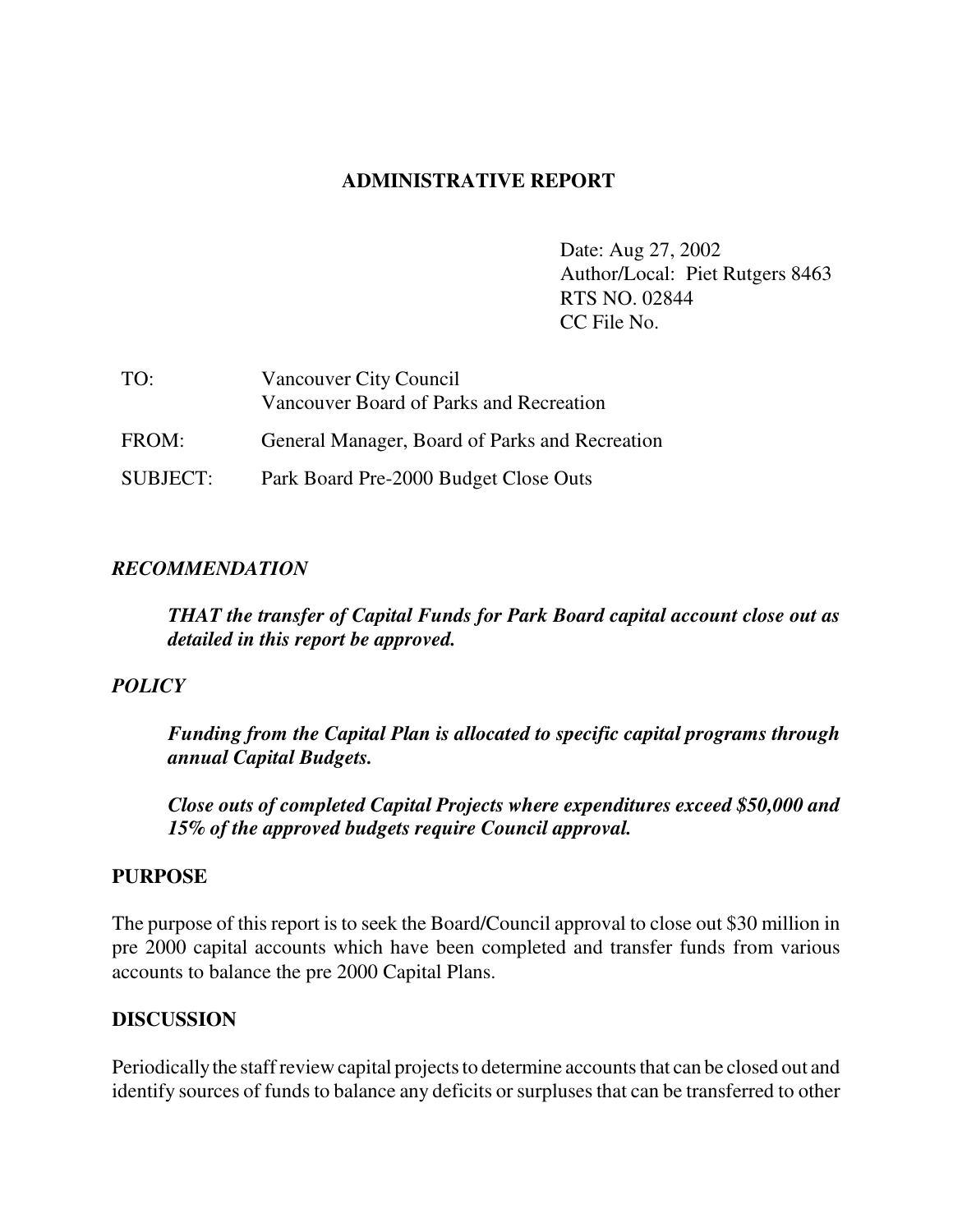# ADMINISTRATIVE REPORT

Date: Aug 27, 2002
Author/Local: Piet Rutgers 8463
RTS NO. 02844
CC File No.

| | |
|---|---|
| TO: | Vancouver City Council<br>Vancouver Board of Parks and Recreation |
| FROM: | General Manager, Board of Parks and Recreation |
| SUBJECT: | Park Board Pre-2000 Budget Close Outs |

## *RECOMMENDATION*

***THAT the transfer of Capital Funds for Park Board capital account close out as detailed in this report be approved.***

## *POLICY*

***Funding from the Capital Plan is allocated to specific capital programs through annual Capital Budgets.***

***Close outs of completed Capital Projects where expenditures exceed $50,000 and 15% of the approved budgets require Council approval.***

## PURPOSE

The purpose of this report is to seek the Board/Council approval to close out $30 million in pre 2000 capital accounts which have been completed and transfer funds from various accounts to balance the pre 2000 Capital Plans.

## DISCUSSION

Periodically the staff review capital projects to determine accounts that can be closed out and identify sources of funds to balance any deficits or surpluses that can be transferred to other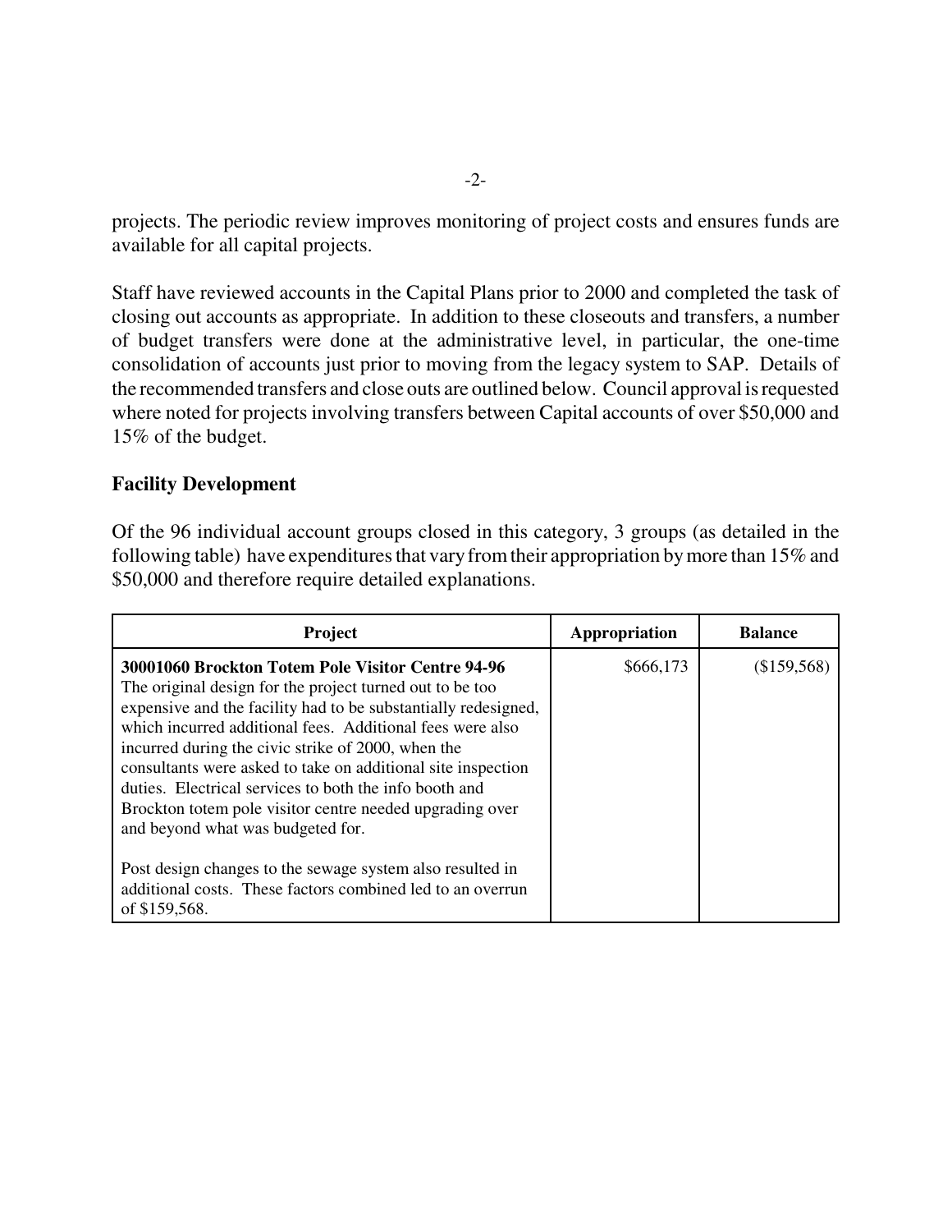projects. The periodic review improves monitoring of project costs and ensures funds are available for all capital projects.

Staff have reviewed accounts in the Capital Plans prior to 2000 and completed the task of closing out accounts as appropriate. In addition to these closeouts and transfers, a number of budget transfers were done at the administrative level, in particular, the one-time consolidation of accounts just prior to moving from the legacy system to SAP. Details of the recommended transfers and close outs are outlined below. Council approval is requested where noted for projects involving transfers between Capital accounts of over $50,000 and 15% of the budget.

## Facility Development

Of the 96 individual account groups closed in this category, 3 groups (as detailed in the following table) have expenditures that vary from their appropriation by more than 15% and $50,000 and therefore require detailed explanations.

| Project | Appropriation | Balance |
|---|---|---|
| **30001060 Brockton Totem Pole Visitor Centre 94-96**<br>The original design for the project turned out to be too expensive and the facility had to be substantially redesigned, which incurred additional fees. Additional fees were also incurred during the civic strike of 2000, when the consultants were asked to take on additional site inspection duties. Electrical services to both the info booth and Brockton totem pole visitor centre needed upgrading over and beyond what was budgeted for.<br><br>Post design changes to the sewage system also resulted in additional costs. These factors combined led to an overrun of $159,568. | $666,173 | ($159,568) |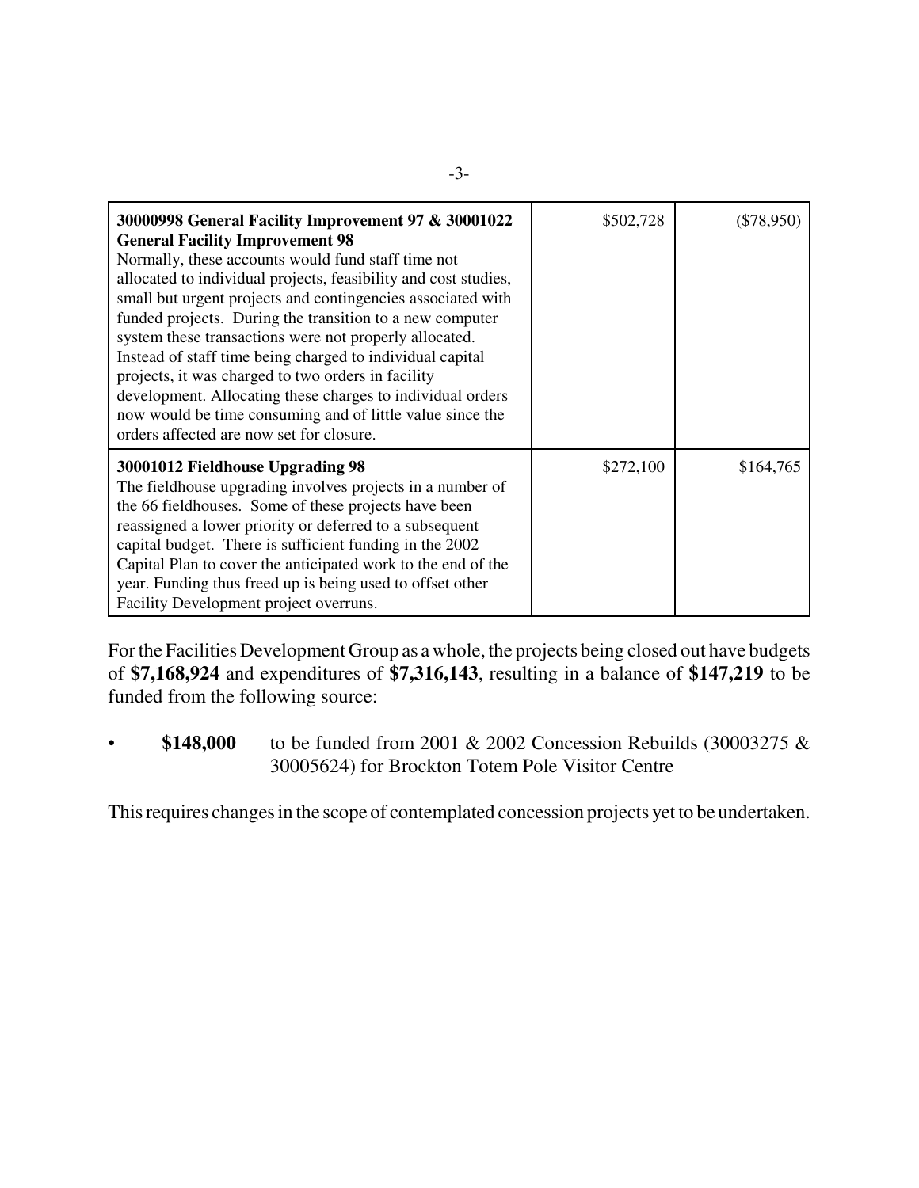| | | |
|---|---|---|
| **30000998 General Facility Improvement 97 & 30001022 General Facility Improvement 98**<br>Normally, these accounts would fund staff time not allocated to individual projects, feasibility and cost studies, small but urgent projects and contingencies associated with funded projects. During the transition to a new computer system these transactions were not properly allocated. Instead of staff time being charged to individual capital projects, it was charged to two orders in facility development. Allocating these charges to individual orders now would be time consuming and of little value since the orders affected are now set for closure. | $502,728 | ($78,950) |
| **30001012 Fieldhouse Upgrading 98**<br>The fieldhouse upgrading involves projects in a number of the 66 fieldhouses. Some of these projects have been reassigned a lower priority or deferred to a subsequent capital budget. There is sufficient funding in the 2002 Capital Plan to cover the anticipated work to the end of the year. Funding thus freed up is being used to offset other Facility Development project overruns. | $272,100 | $164,765 |

For the Facilities Development Group as a whole, the projects being closed out have budgets of **$7,168,924** and expenditures of **$7,316,143**, resulting in a balance of **$147,219** to be funded from the following source:

- **$148,000** to be funded from 2001 & 2002 Concession Rebuilds (30003275 & 30005624) for Brockton Totem Pole Visitor Centre

This requires changes in the scope of contemplated concession projects yet to be undertaken.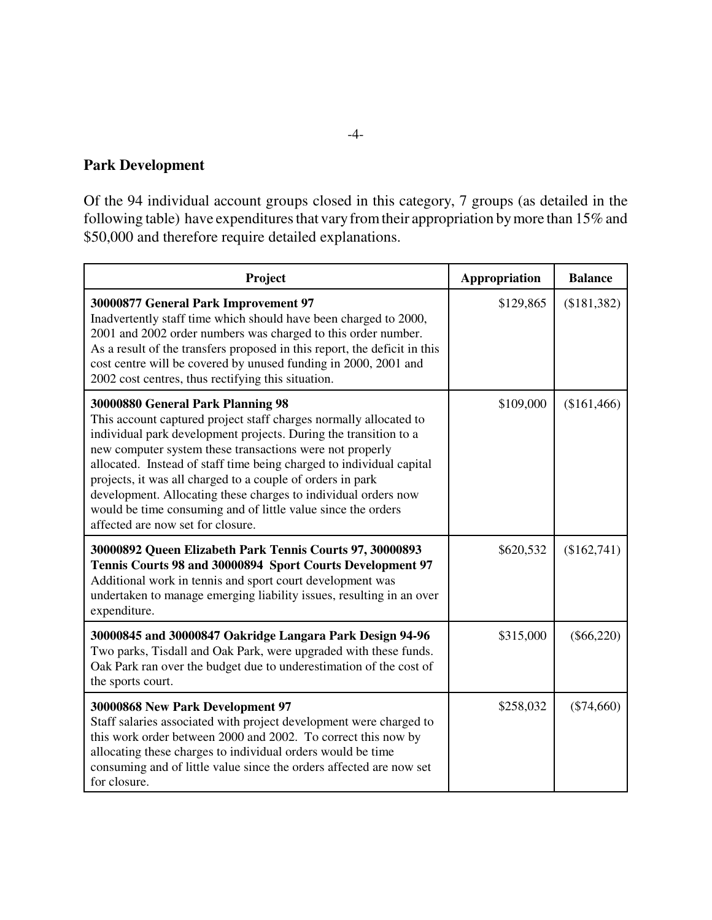## Park Development

Of the 94 individual account groups closed in this category, 7 groups (as detailed in the following table) have expenditures that vary from their appropriation by more than 15% and $50,000 and therefore require detailed explanations.

| Project | Appropriation | Balance |
|---|---|---|
| **30000877 General Park Improvement 97**<br>Inadvertently staff time which should have been charged to 2000, 2001 and 2002 order numbers was charged to this order number. As a result of the transfers proposed in this report, the deficit in this cost centre will be covered by unused funding in 2000, 2001 and 2002 cost centres, thus rectifying this situation. | $129,865 | ($181,382) |
| **30000880 General Park Planning 98**<br>This account captured project staff charges normally allocated to individual park development projects. During the transition to a new computer system these transactions were not properly allocated. Instead of staff time being charged to individual capital projects, it was all charged to a couple of orders in park development. Allocating these charges to individual orders now would be time consuming and of little value since the orders affected are now set for closure. | $109,000 | ($161,466) |
| **30000892 Queen Elizabeth Park Tennis Courts 97, 30000893 Tennis Courts 98 and 30000894 Sport Courts Development 97**<br>Additional work in tennis and sport court development was undertaken to manage emerging liability issues, resulting in an over expenditure. | $620,532 | ($162,741) |
| **30000845 and 30000847 Oakridge Langara Park Design 94-96**<br>Two parks, Tisdall and Oak Park, were upgraded with these funds. Oak Park ran over the budget due to underestimation of the cost of the sports court. | $315,000 | ($66,220) |
| **30000868 New Park Development 97**<br>Staff salaries associated with project development were charged to this work order between 2000 and 2002. To correct this now by allocating these charges to individual orders would be time consuming and of little value since the orders affected are now set for closure. | $258,032 | ($74,660) |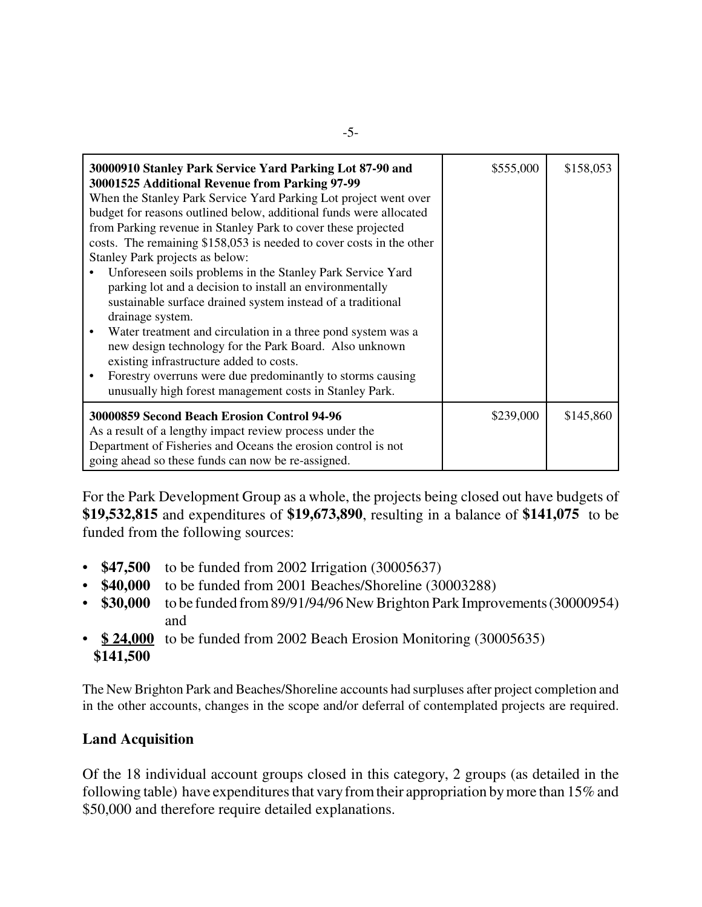| | | |
|---|---|---|
| **30000910 Stanley Park Service Yard Parking Lot 87-90 and 30001525 Additional Revenue from Parking 97-99**<br>When the Stanley Park Service Yard Parking Lot project went over budget for reasons outlined below, additional funds were allocated from Parking revenue in Stanley Park to cover these projected costs. The remaining $158,053 is needed to cover costs in the other Stanley Park projects as below:<br>• Unforeseen soils problems in the Stanley Park Service Yard parking lot and a decision to install an environmentally sustainable surface drained system instead of a traditional drainage system.<br>• Water treatment and circulation in a three pond system was a new design technology for the Park Board. Also unknown existing infrastructure added to costs.<br>• Forestry overruns were due predominantly to storms causing unusually high forest management costs in Stanley Park. | $555,000 | $158,053 |
| **30000859 Second Beach Erosion Control 94-96**<br>As a result of a lengthy impact review process under the Department of Fisheries and Oceans the erosion control is not going ahead so these funds can now be re-assigned. | $239,000 | $145,860 |

For the Park Development Group as a whole, the projects being closed out have budgets of **$19,532,815** and expenditures of **$19,673,890**, resulting in a balance of **$141,075** to be funded from the following sources:

- **$47,500** to be funded from 2002 Irrigation (30005637)
- **$40,000** to be funded from 2001 Beaches/Shoreline (30003288)
- **$30,000** to be funded from 89/91/94/96 New Brighton Park Improvements (30000954) and
- **$ 24,000** to be funded from 2002 Beach Erosion Monitoring (30005635)

**$141,500**

The New Brighton Park and Beaches/Shoreline accounts had surpluses after project completion and in the other accounts, changes in the scope and/or deferral of contemplated projects are required.

## Land Acquisition

Of the 18 individual account groups closed in this category, 2 groups (as detailed in the following table) have expenditures that vary from their appropriation by more than 15% and $50,000 and therefore require detailed explanations.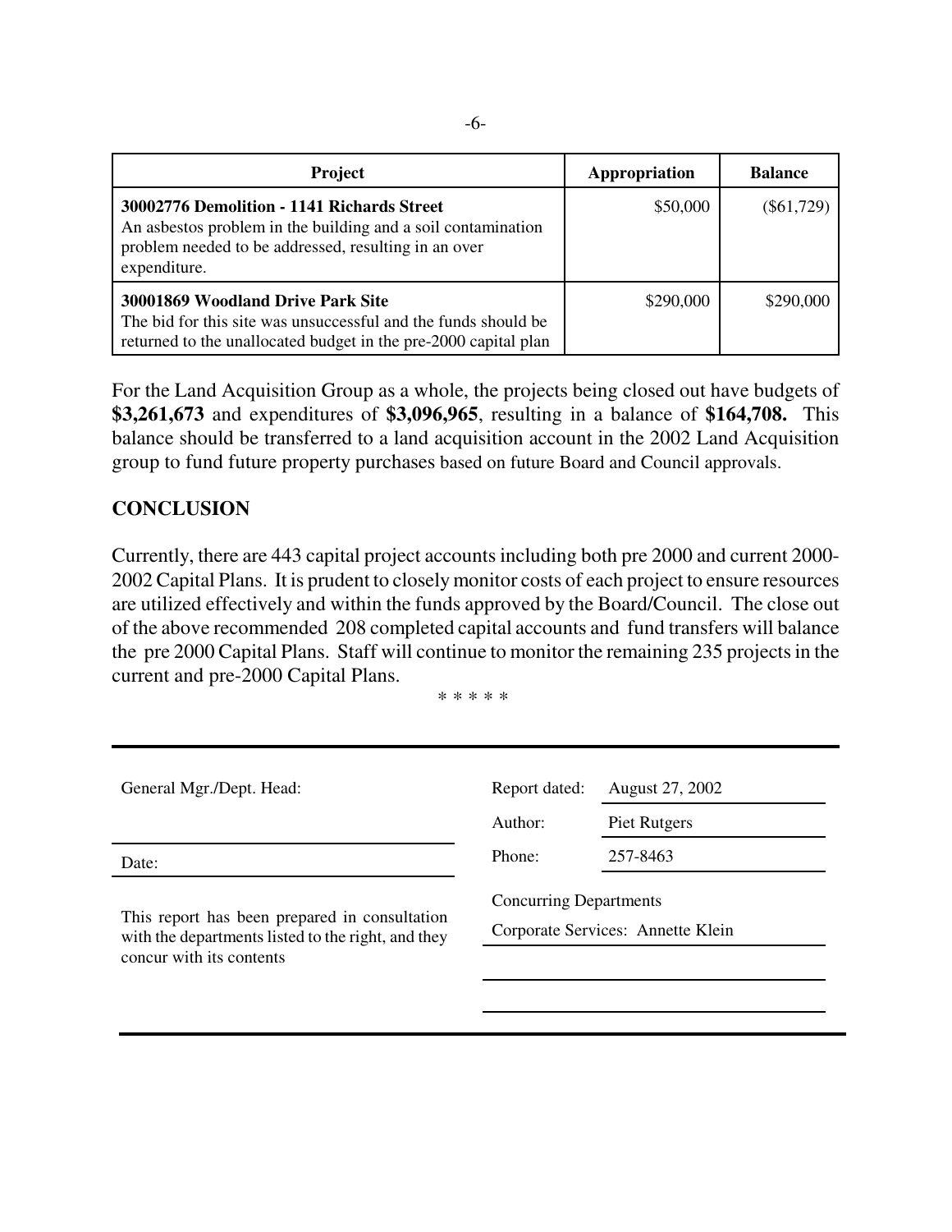| Project | Appropriation | Balance |
| --- | --- | --- |
| **30002776 Demolition - 1141 Richards Street** An asbestos problem in the building and a soil contamination problem needed to be addressed, resulting in an over expenditure. | \$50,000 | (\$61,729) |
| **30001869 Woodland Drive Park Site** The bid for this site was unsuccessful and the funds should be returned to the unallocated budget in the pre-2000 capital plan | \$290,000 | \$290,000 |

For the Land Acquisition Group as a whole, the projects being closed out have budgets of **\$3,261,673** and expenditures of **\$3,096,965**, resulting in a balance of **\$164,708.** This balance should be transferred to a land acquisition account in the 2002 Land Acquisition group to fund future property purchases based on future Board and Council approvals.

## CONCLUSION

Currently, there are 443 capital project accounts including both pre 2000 and current 2000-2002 Capital Plans. It is prudent to closely monitor costs of each project to ensure resources are utilized effectively and within the funds approved by the Board/Council. The close out of the above recommended 208 completed capital accounts and fund transfers will balance the pre 2000 Capital Plans. Staff will continue to monitor the remaining 235 projects in the current and pre-2000 Capital Plans.

\* \* \* \* \*

General Mgr./Dept. Head:

Date:

This report has been prepared in consultation with the departments listed to the right, and they concur with its contents

Report dated: August 27, 2002

Author: Piet Rutgers

Phone: 257-8463

Concurring Departments

Corporate Services: Annette Klein